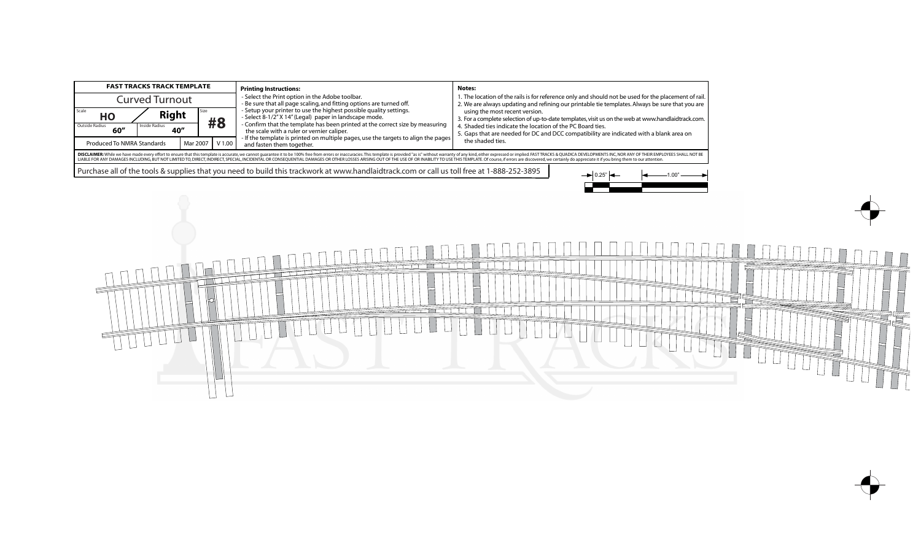| FAST TRACKS TRACK TEMPLATE | | |
|---|---|---|
| Curved Turnout | | |
| Scale **HO** | **Right** | Size **#8** |
| Outside Radius **60″** | Inside Radius **40″** | |
| Produced To NMRA Standards | Mar 2007 | V 1.00 |

**Printing Instructions:**

- Select the Print option in the Adobe toolbar.
- Be sure that all page scaling, and fitting options are turned off.
- Setup your printer to use the highest possible quality settings.
- Select 8-1/2″ X 14″ (Legal) paper in landscape mode.
- Confirm that the template has been printed at the correct size by measuring the scale with a ruler or vernier caliper.
- If the template is printed on multiple pages, use the targets to align the pages and fasten them together.

**Notes:**

1. The location of the rails is for reference only and should not be used for the placement of rail.
2. We are always updating and refining our printable tie templates. Always be sure that you are using the most recent version.
3. For a complete selection of up-to-date templates, visit us on the web at www.handlaidtrack.com.
4. Shaded ties indicate the location of the PC Board ties.
5. Gaps that are needed for DC and DCC compatibility are indicated with a blank area on the shaded ties.

**DISCLAIMER:** While we have made every effort to ensure that this template is accurate, we cannot guarantee it to be 100% free from errors or inaccuracies. This template is provided "as is" without warranty of any kind, either expressed or implied. FAST TRACKS & QUADICA DEVELOPMENTS INC, NOR ANY OF THEIR EMPLOYEES SHALL NOT BE LIABLE FOR ANY DAMAGES INCLUDING, BUT NOT LIMITED TO, DIRECT, INDIRECT, SPECIAL, INCIDENTAL OR CONSEQUENTIAL DAMAGES OR OTHER LOSSES ARISING OUT OF THE USE OF OR INABILITY TO USE THIS TEMPLATE. Of course, if errors are discovered, we certainly do appreciate it if you bring them to our attention.

Purchase all of the tools & supplies that you need to build this trackwork at www.handlaidtrack.com or call us toll free at 1-888-252-3895

0.25″ 1.00″

FAST TRACKS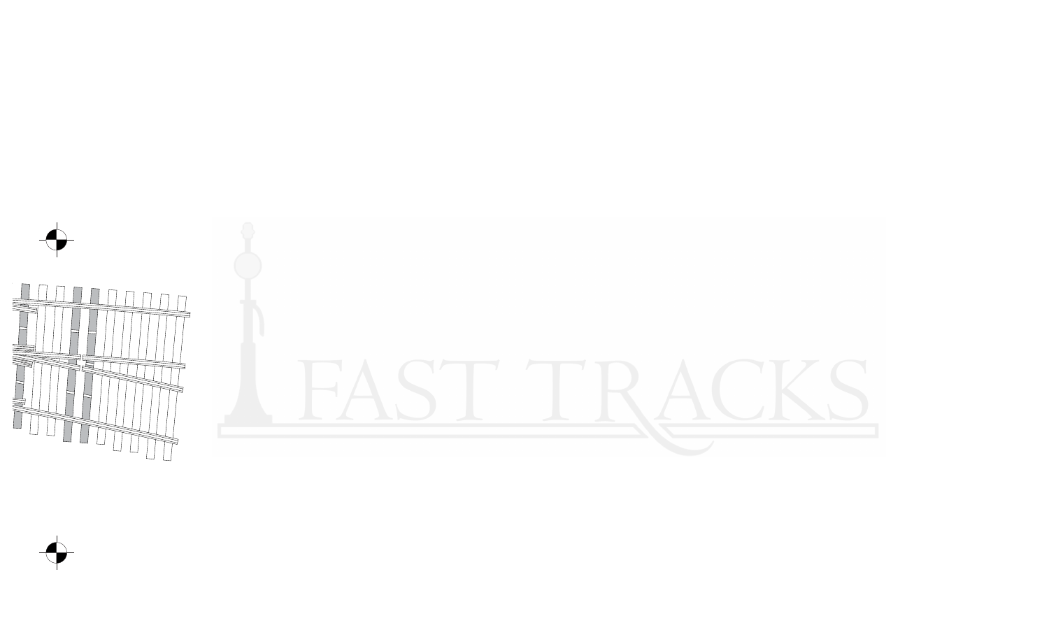FAST TRACKS